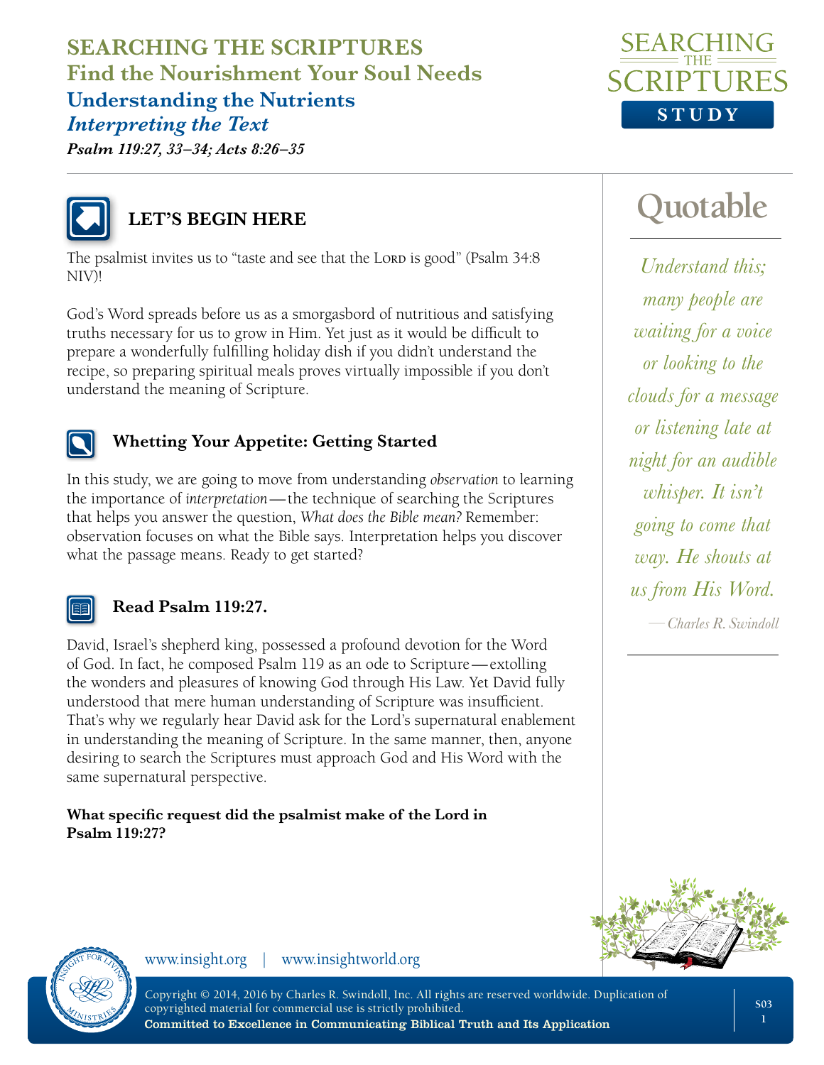# SEARCHING THE SCRIPTURES

## Find the Nourishment Your Soul Needs

### Understanding the Nutrients

### *Interpreting the Text*

***Psalm 119:27, 33–34; Acts 8:26–35***

## LET'S BEGIN HERE

The psalmist invites us to "taste and see that the Lord is good" (Psalm 34:8 NIV)!

God's Word spreads before us as a smorgasbord of nutritious and satisfying truths necessary for us to grow in Him. Yet just as it would be difficult to prepare a wonderfully fulfilling holiday dish if you didn't understand the recipe, so preparing spiritual meals proves virtually impossible if you don't understand the meaning of Scripture.

### Whetting Your Appetite: Getting Started

In this study, we are going to move from understanding *observation* to learning the importance of *interpretation*—the technique of searching the Scriptures that helps you answer the question, *What does the Bible mean?* Remember: observation focuses on what the Bible says. Interpretation helps you discover what the passage means. Ready to get started?

### Read Psalm 119:27.

David, Israel's shepherd king, possessed a profound devotion for the Word of God. In fact, he composed Psalm 119 as an ode to Scripture—extolling the wonders and pleasures of knowing God through His Law. Yet David fully understood that mere human understanding of Scripture was insufficient. That's why we regularly hear David ask for the Lord's supernatural enablement in understanding the meaning of Scripture. In the same manner, then, anyone desiring to search the Scriptures must approach God and His Word with the same supernatural perspective.

**What specific request did the psalmist make of the Lord in Psalm 119:27?**

---

**Quotable**

*Understand this; many people are waiting for a voice or looking to the clouds for a message or listening late at night for an audible whisper. It isn't going to come that way. He shouts at us from His Word.*

—*Charles R. Swindoll*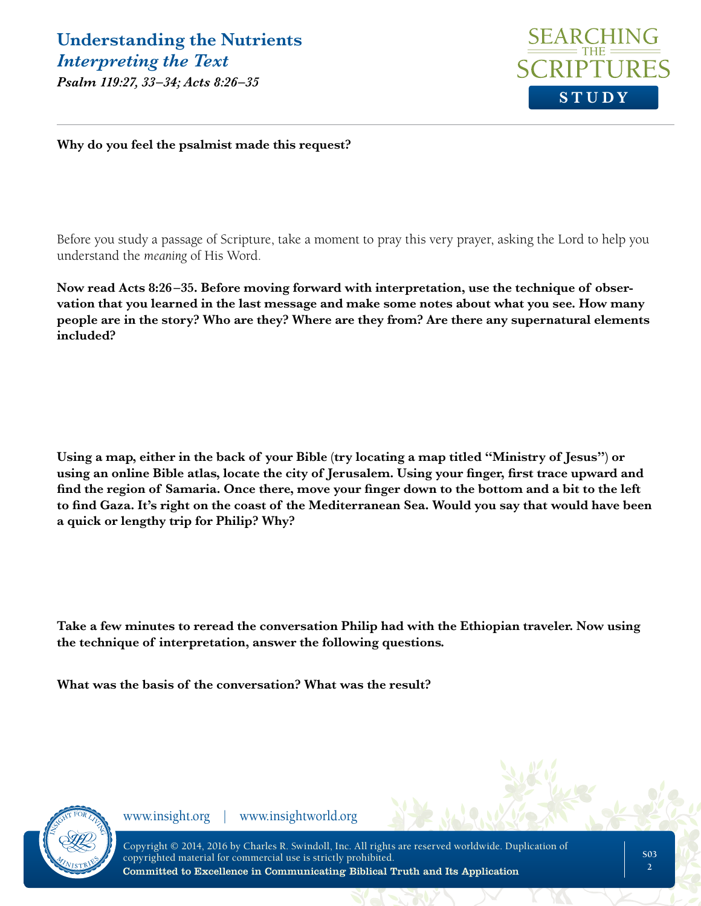**Why do you feel the psalmist made this request?**

Before you study a passage of Scripture, take a moment to pray this very prayer, asking the Lord to help you understand the *meaning* of His Word.

**Now read Acts 8:26–35. Before moving forward with interpretation, use the technique of observation that you learned in the last message and make some notes about what you see. How many people are in the story? Who are they? Where are they from? Are there any supernatural elements included?**

**Using a map, either in the back of your Bible (try locating a map titled "Ministry of Jesus") or using an online Bible atlas, locate the city of Jerusalem. Using your finger, first trace upward and find the region of Samaria. Once there, move your finger down to the bottom and a bit to the left to find Gaza. It's right on the coast of the Mediterranean Sea. Would you say that would have been a quick or lengthy trip for Philip? Why?**

**Take a few minutes to reread the conversation Philip had with the Ethiopian traveler. Now using the technique of interpretation, answer the following questions.**

**What was the basis of the conversation? What was the result?**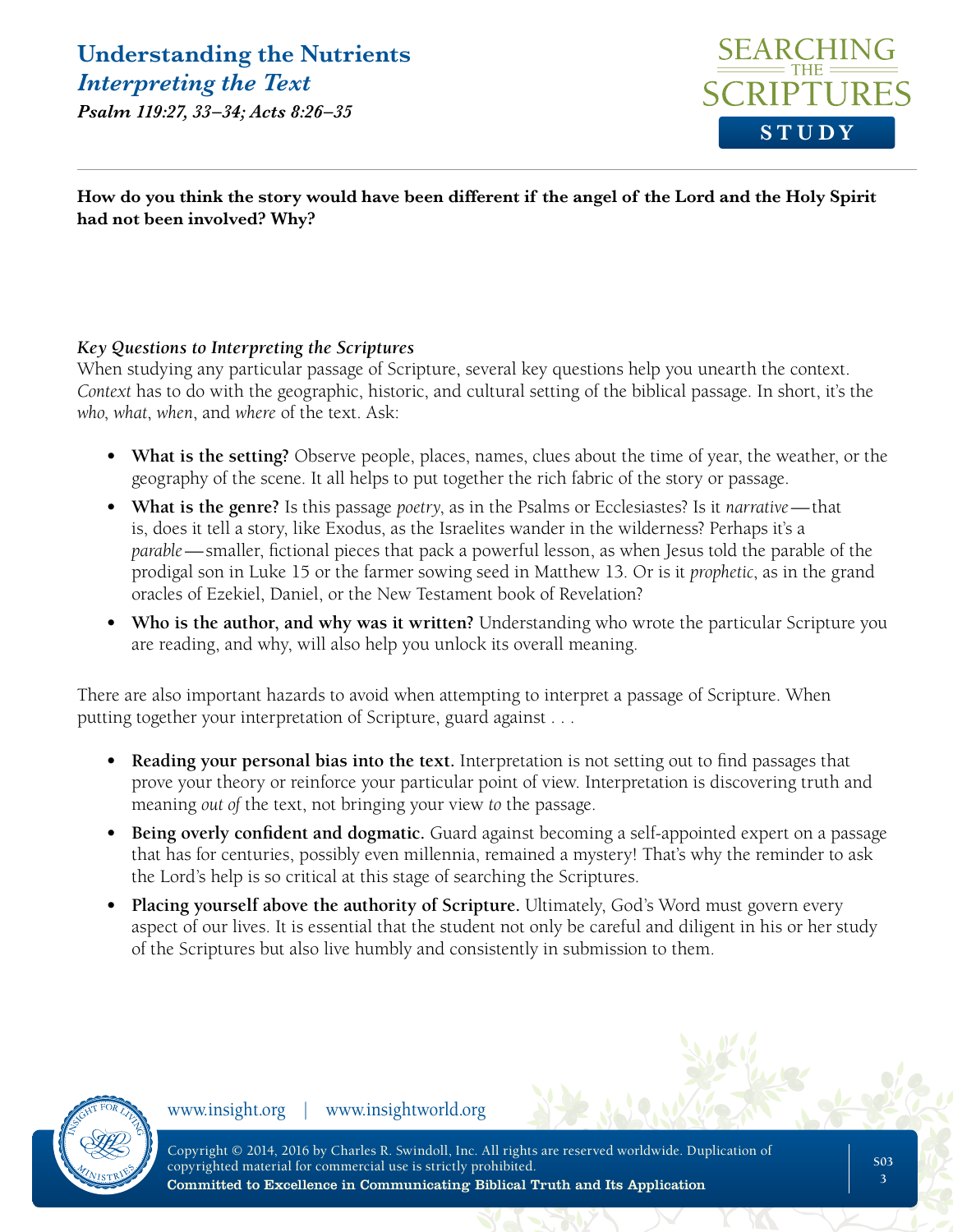**How do you think the story would have been different if the angel of the Lord and the Holy Spirit had not been involved? Why?**

***Key Questions to Interpreting the Scriptures***

When studying any particular passage of Scripture, several key questions help you unearth the context. *Context* has to do with the geographic, historic, and cultural setting of the biblical passage. In short, it's the *who*, *what*, *when*, and *where* of the text. Ask:

- **What is the setting?** Observe people, places, names, clues about the time of year, the weather, or the geography of the scene. It all helps to put together the rich fabric of the story or passage.
- **What is the genre?** Is this passage *poetry*, as in the Psalms or Ecclesiastes? Is it *narrative*—that is, does it tell a story, like Exodus, as the Israelites wander in the wilderness? Perhaps it's a *parable*—smaller, fictional pieces that pack a powerful lesson, as when Jesus told the parable of the prodigal son in Luke 15 or the farmer sowing seed in Matthew 13. Or is it *prophetic*, as in the grand oracles of Ezekiel, Daniel, or the New Testament book of Revelation?
- **Who is the author, and why was it written?** Understanding who wrote the particular Scripture you are reading, and why, will also help you unlock its overall meaning.

There are also important hazards to avoid when attempting to interpret a passage of Scripture. When putting together your interpretation of Scripture, guard against . . .

- **Reading your personal bias into the text.** Interpretation is not setting out to find passages that prove your theory or reinforce your particular point of view. Interpretation is discovering truth and meaning *out of* the text, not bringing your view *to* the passage.
- **Being overly confident and dogmatic.** Guard against becoming a self-appointed expert on a passage that has for centuries, possibly even millennia, remained a mystery! That's why the reminder to ask the Lord's help is so critical at this stage of searching the Scriptures.
- **Placing yourself above the authority of Scripture.** Ultimately, God's Word must govern every aspect of our lives. It is essential that the student not only be careful and diligent in his or her study of the Scriptures but also live humbly and consistently in submission to them.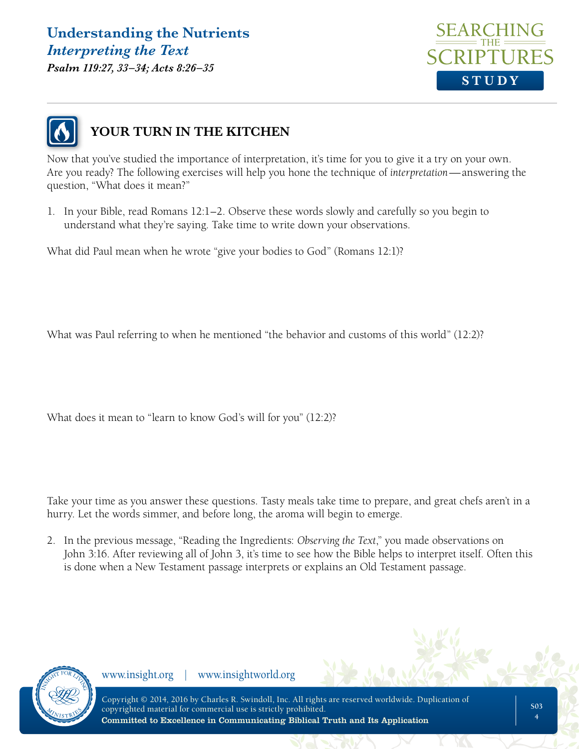## YOUR TURN IN THE KITCHEN

Now that you've studied the importance of interpretation, it's time for you to give it a try on your own. Are you ready? The following exercises will help you hone the technique of *interpretation*—answering the question, "What does it mean?"

1. In your Bible, read Romans 12:1–2. Observe these words slowly and carefully so you begin to understand what they're saying. Take time to write down your observations.

What did Paul mean when he wrote "give your bodies to God" (Romans 12:1)?

What was Paul referring to when he mentioned "the behavior and customs of this world" (12:2)?

What does it mean to "learn to know God's will for you" (12:2)?

Take your time as you answer these questions. Tasty meals take time to prepare, and great chefs aren't in a hurry. Let the words simmer, and before long, the aroma will begin to emerge.

2. In the previous message, "Reading the Ingredients: *Observing the Text*," you made observations on John 3:16. After reviewing all of John 3, it's time to see how the Bible helps to interpret itself. Often this is done when a New Testament passage interprets or explains an Old Testament passage.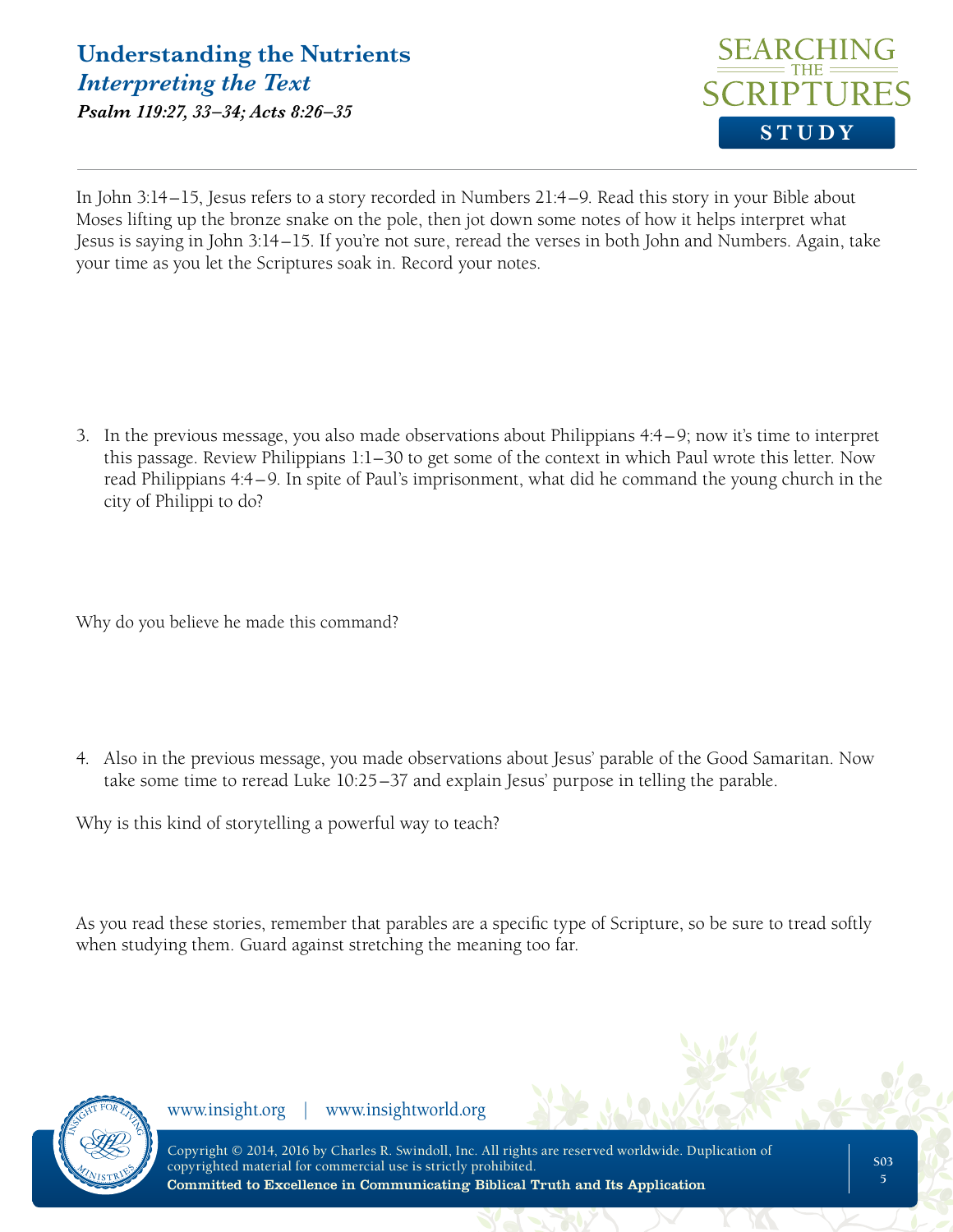In John 3:14–15, Jesus refers to a story recorded in Numbers 21:4–9. Read this story in your Bible about Moses lifting up the bronze snake on the pole, then jot down some notes of how it helps interpret what Jesus is saying in John 3:14–15. If you're not sure, reread the verses in both John and Numbers. Again, take your time as you let the Scriptures soak in. Record your notes.

3. In the previous message, you also made observations about Philippians 4:4–9; now it's time to interpret this passage. Review Philippians 1:1–30 to get some of the context in which Paul wrote this letter. Now read Philippians 4:4–9. In spite of Paul's imprisonment, what did he command the young church in the city of Philippi to do?

Why do you believe he made this command?

4. Also in the previous message, you made observations about Jesus' parable of the Good Samaritan. Now take some time to reread Luke 10:25–37 and explain Jesus' purpose in telling the parable.

Why is this kind of storytelling a powerful way to teach?

As you read these stories, remember that parables are a specific type of Scripture, so be sure to tread softly when studying them. Guard against stretching the meaning too far.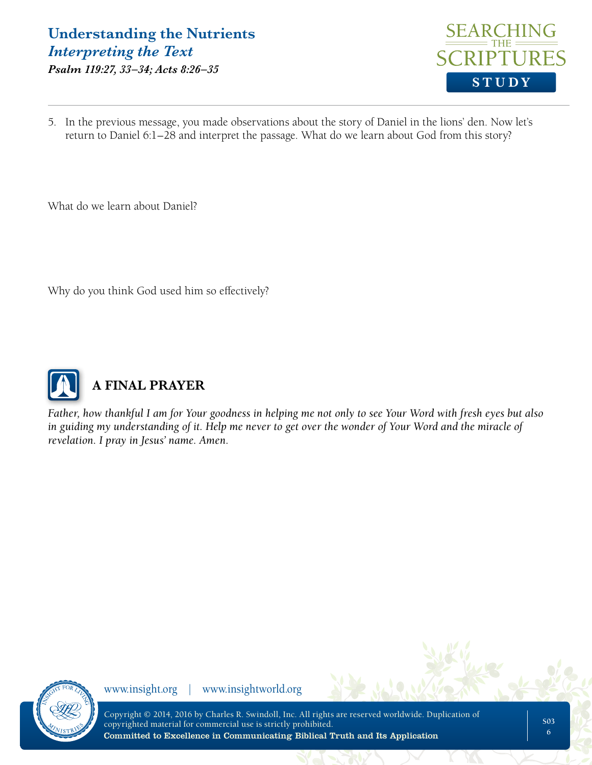5. In the previous message, you made observations about the story of Daniel in the lions' den. Now let's return to Daniel 6:1–28 and interpret the passage. What do we learn about God from this story?

What do we learn about Daniel?

Why do you think God used him so effectively?

## A FINAL PRAYER

*Father, how thankful I am for Your goodness in helping me not only to see Your Word with fresh eyes but also in guiding my understanding of it. Help me never to get over the wonder of Your Word and the miracle of revelation. I pray in Jesus' name. Amen.*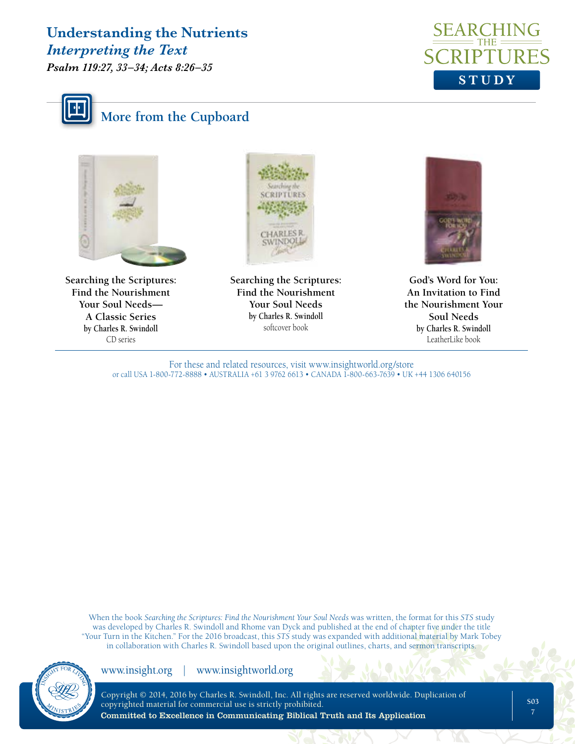# Understanding the Nutrients

## *Interpreting the Text*

***Psalm 119:27, 33–34; Acts 8:26–35***

## More from the Cupboard

**Searching the Scriptures: Find the Nourishment Your Soul Needs— A Classic Series**
by Charles R. Swindoll
CD series

**Searching the Scriptures: Find the Nourishment Your Soul Needs**
by Charles R. Swindoll
softcover book

**God's Word for You: An Invitation to Find the Nourishment Your Soul Needs**
by Charles R. Swindoll
LeatherLike book

For these and related resources, visit www.insightworld.org/store
or call USA 1-800-772-8888 • AUSTRALIA +61 3 9762 6613 • CANADA 1-800-663-7639 • UK +44 1306 640156

When the book *Searching the Scriptures: Find the Nourishment Your Soul Needs* was written, the format for this *STS* study was developed by Charles R. Swindoll and Rhome van Dyck and published at the end of chapter five under the title "Your Turn in the Kitchen." For the 2016 broadcast, this *STS* study was expanded with additional material by Mark Tobey in collaboration with Charles R. Swindoll based upon the original outlines, charts, and sermon transcripts.

www.insight.org | www.insightworld.org

Copyright © 2014, 2016 by Charles R. Swindoll, Inc. All rights are reserved worldwide. Duplication of copyrighted material for commercial use is strictly prohibited.
**Committed to Excellence in Communicating Biblical Truth and Its Application**